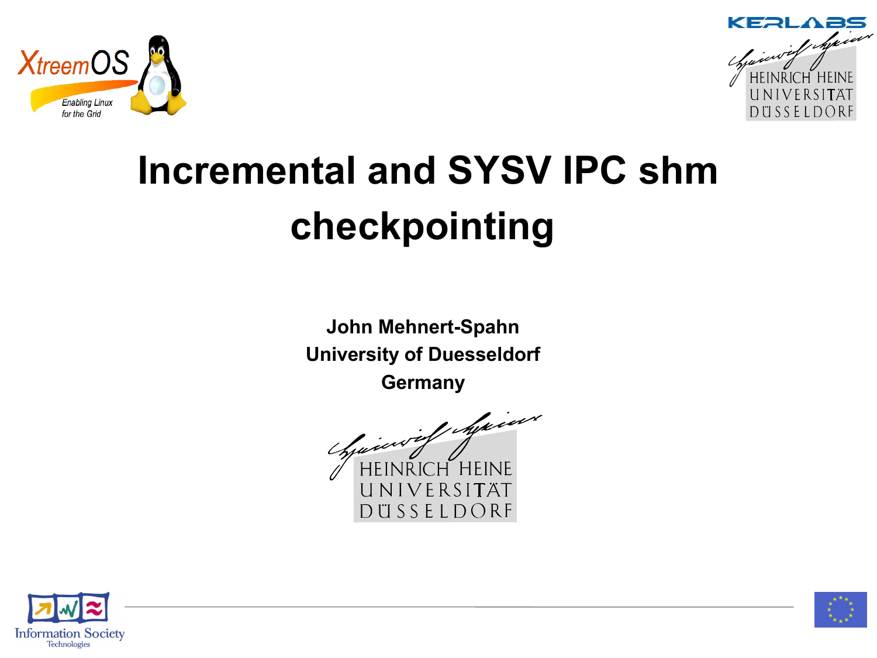# Incremental and SYSV IPC shm checkpointing

**John Mehnert-Spahn**
**University of Duesseldorf**
**Germany**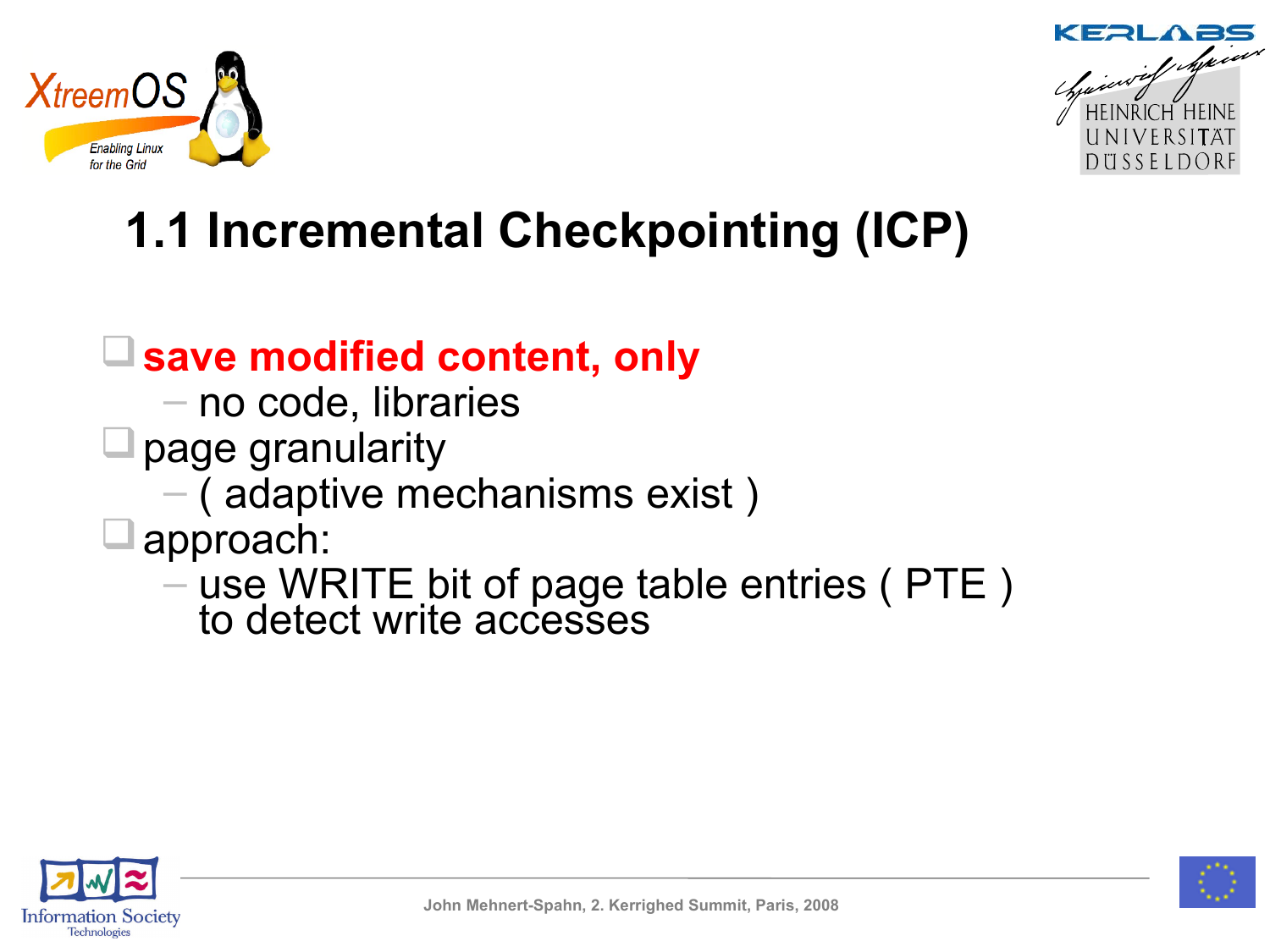# 1.1 Incremental Checkpointing (ICP)

- **save modified content, only**
  - no code, libraries
- page granularity
  - ( adaptive mechanisms exist )
- approach:
  - use WRITE bit of page table entries ( PTE ) to detect write accesses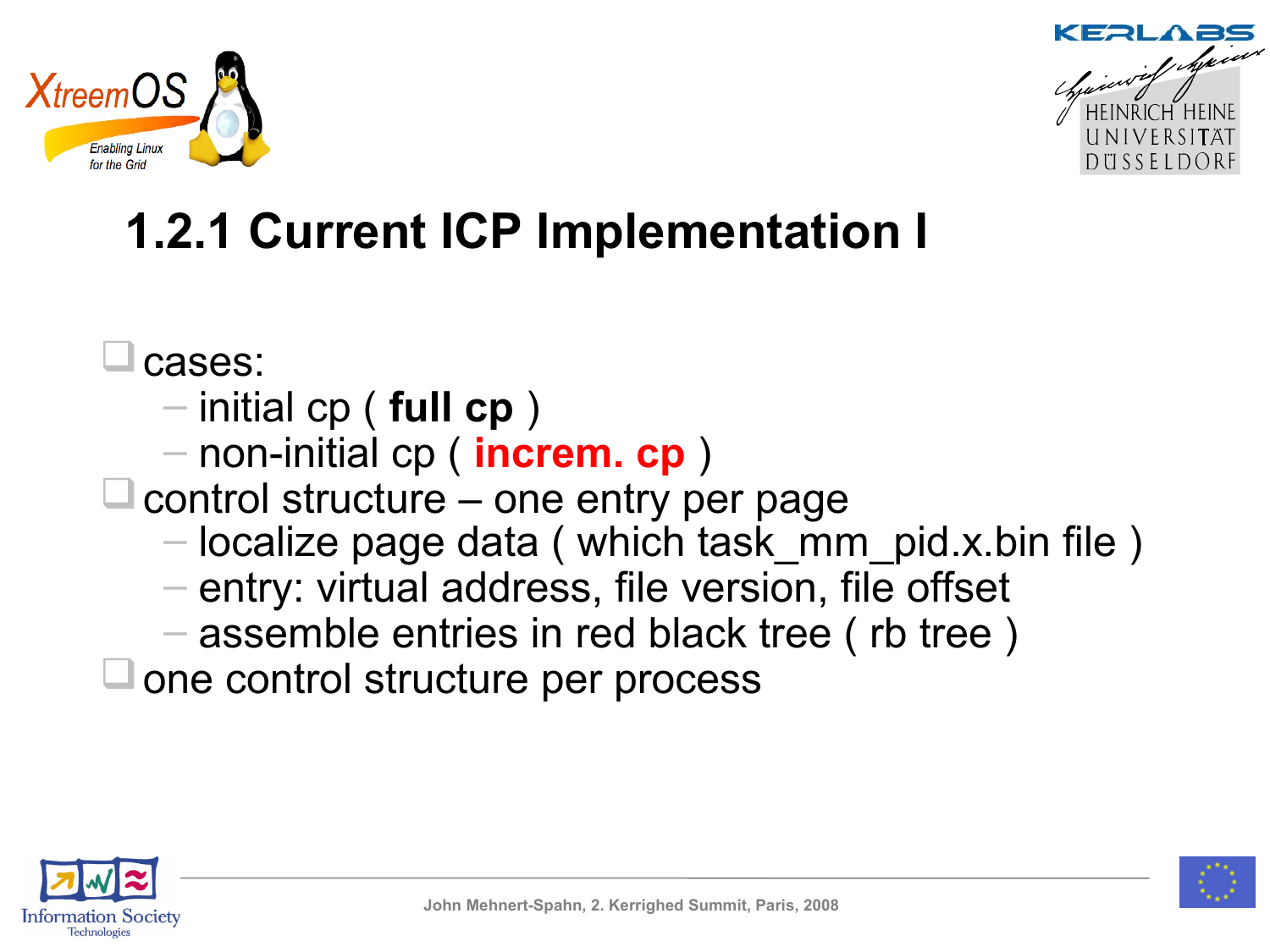# 1.2.1 Current ICP Implementation I

- cases:
  - initial cp ( **full cp** )
  - non-initial cp ( **increm. cp** )
- control structure – one entry per page
  - localize page data ( which task_mm_pid.x.bin file )
  - entry: virtual address, file version, file offset
  - assemble entries in red black tree ( rb tree )
- one control structure per process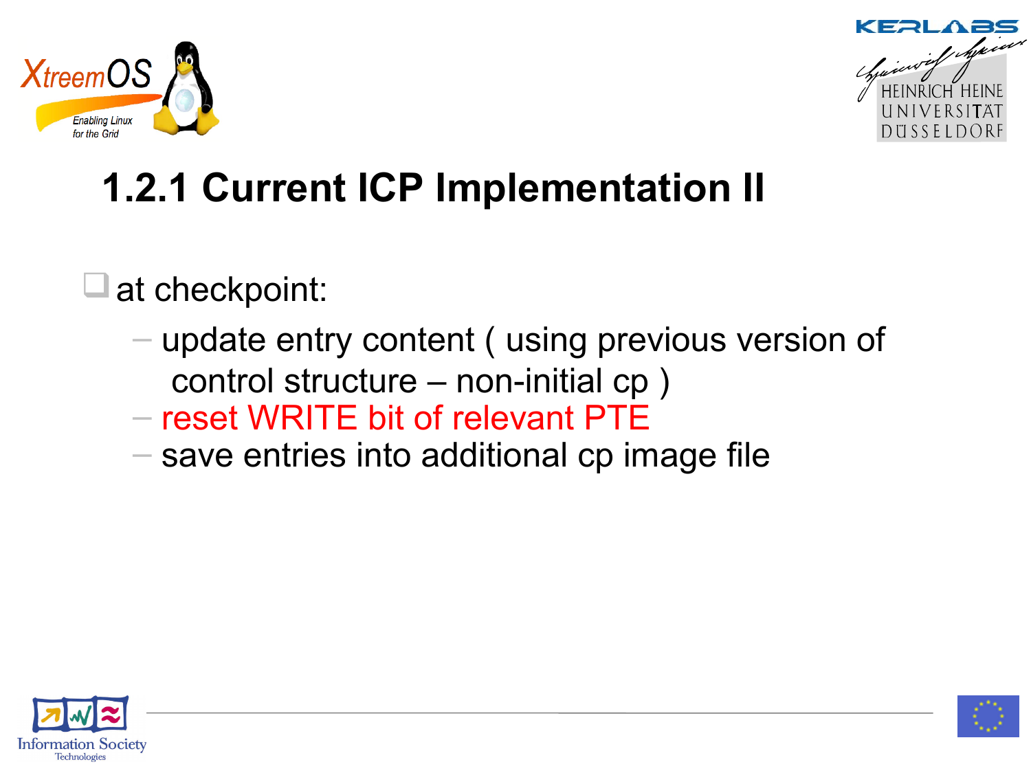# 1.2.1 Current ICP Implementation II

- at checkpoint:
  - update entry content ( using previous version of control structure – non-initial cp )
  - reset WRITE bit of relevant PTE
  - save entries into additional cp image file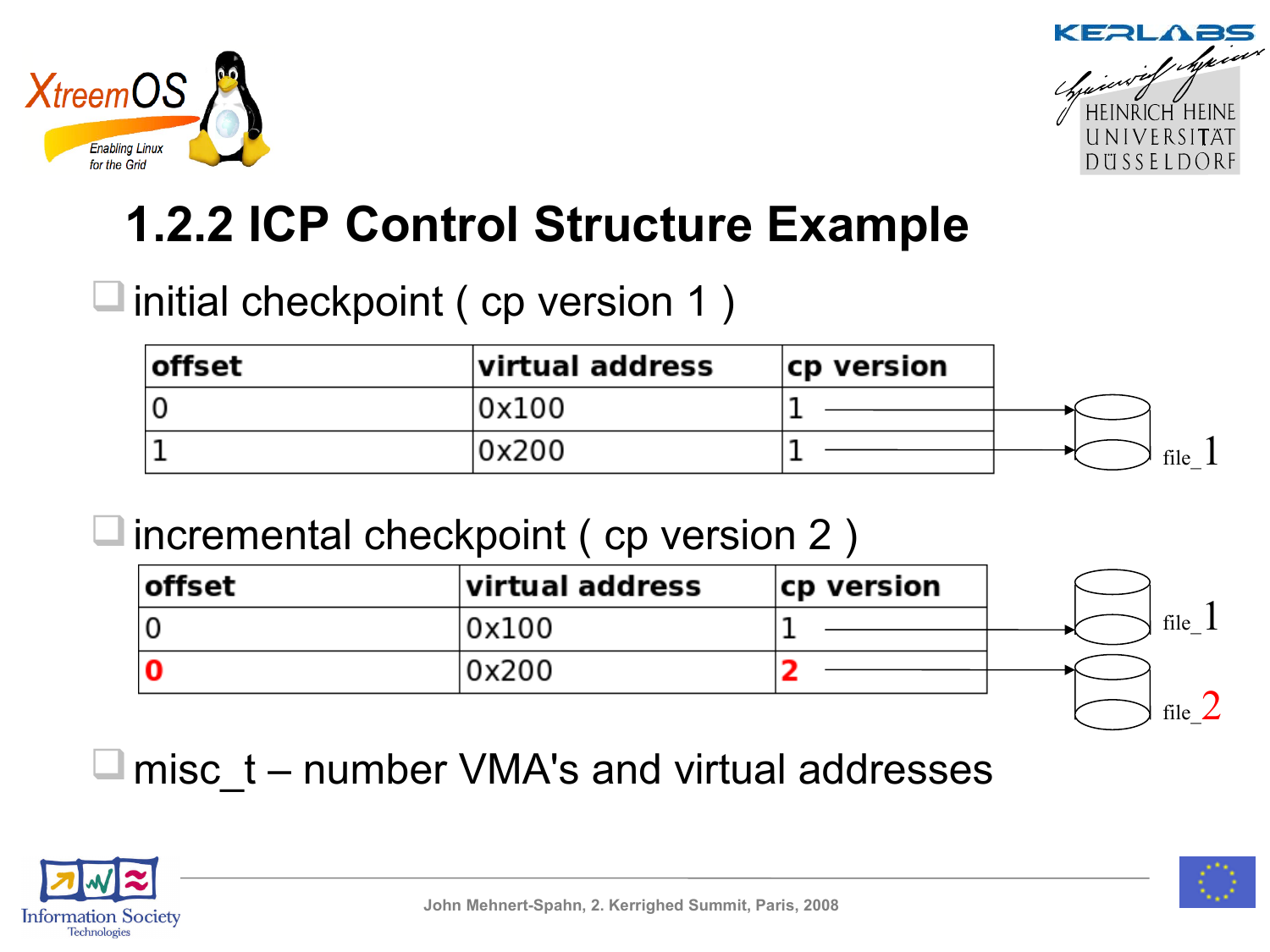# 1.2.2 ICP Control Structure Example

- initial checkpoint ( cp version 1 )

| offset | virtual address | cp version |
|---|---|---|
| 0 | 0x100 | 1 |
| 1 | 0x200 | 1 |

file_1

- incremental checkpoint ( cp version 2 )

| offset | virtual address | cp version |
|---|---|---|
| 0 | 0x100 | 1 |
| **0** | 0x200 | **2** |

file_1

file_2

- misc_t – number VMA's and virtual addresses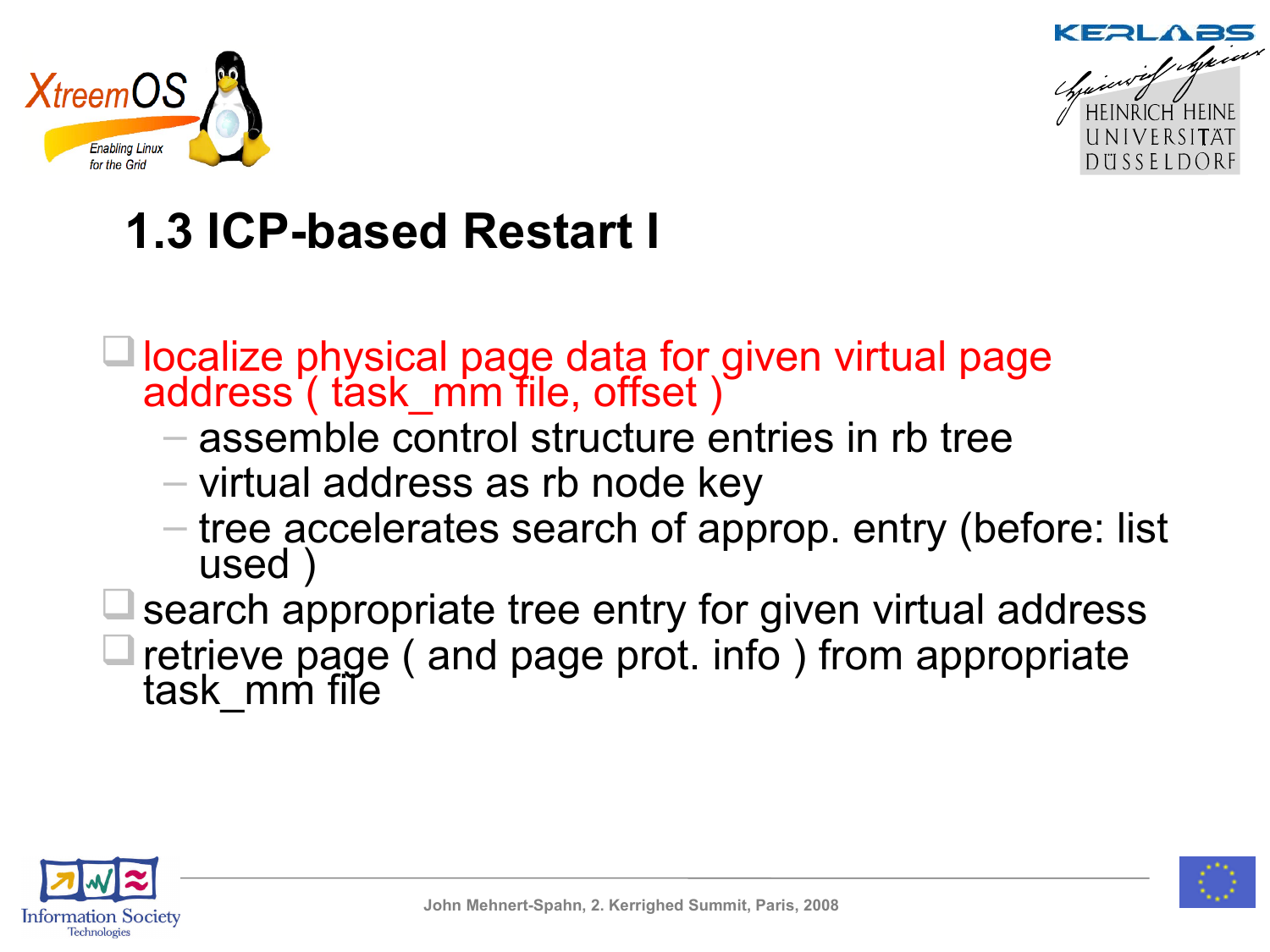# 1.3 ICP-based Restart I

- localize physical page data for given virtual page address ( task_mm file, offset )
  - assemble control structure entries in rb tree
  - virtual address as rb node key
  - tree accelerates search of approp. entry (before: list used )
- search appropriate tree entry for given virtual address
- retrieve page ( and page prot. info ) from appropriate task_mm file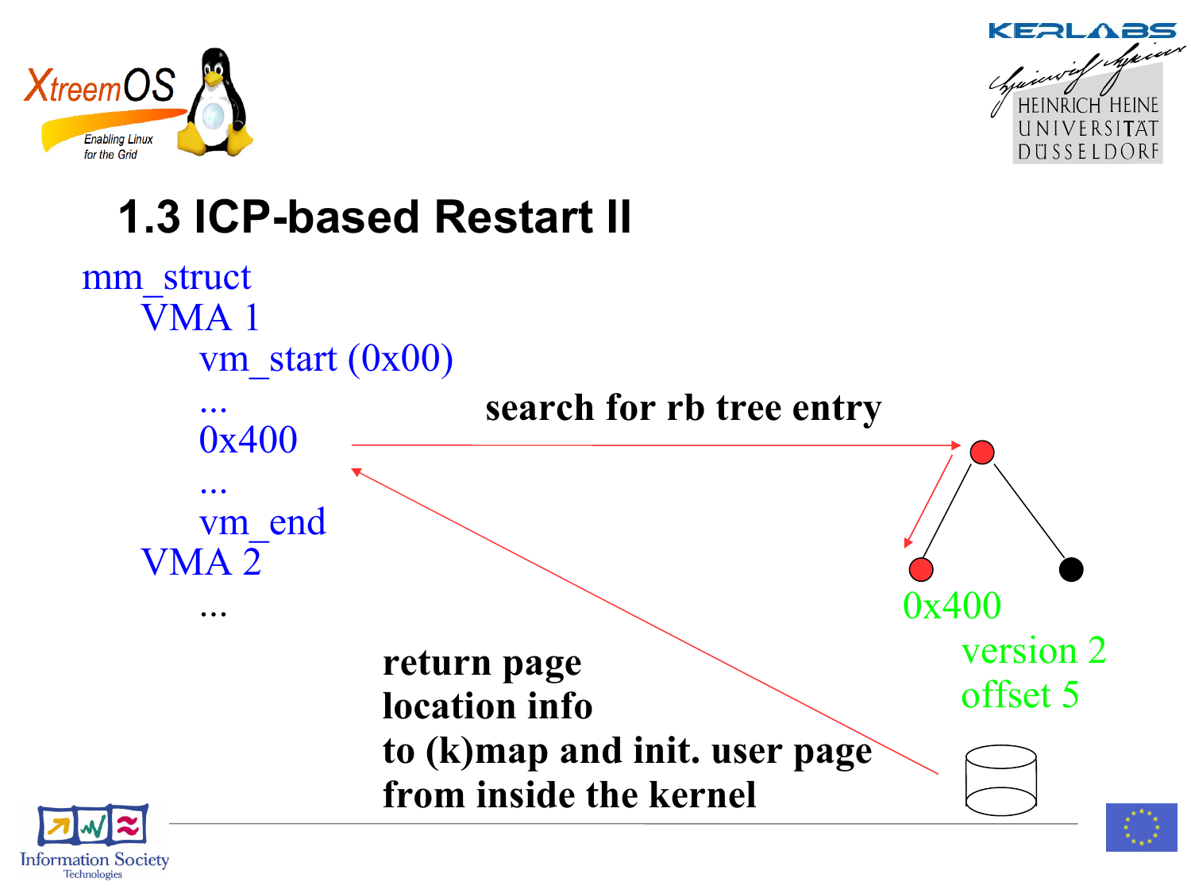# 1.3 ICP-based Restart II

mm_struct
- VMA 1
  - vm_start (0x00)
  - ...
  - 0x400
  - ...
  - vm_end
- VMA 2
  - ...

**search for rb tree entry**

0x400
version 2
offset 5

**return page location info to (k)map and init. user page from inside the kernel**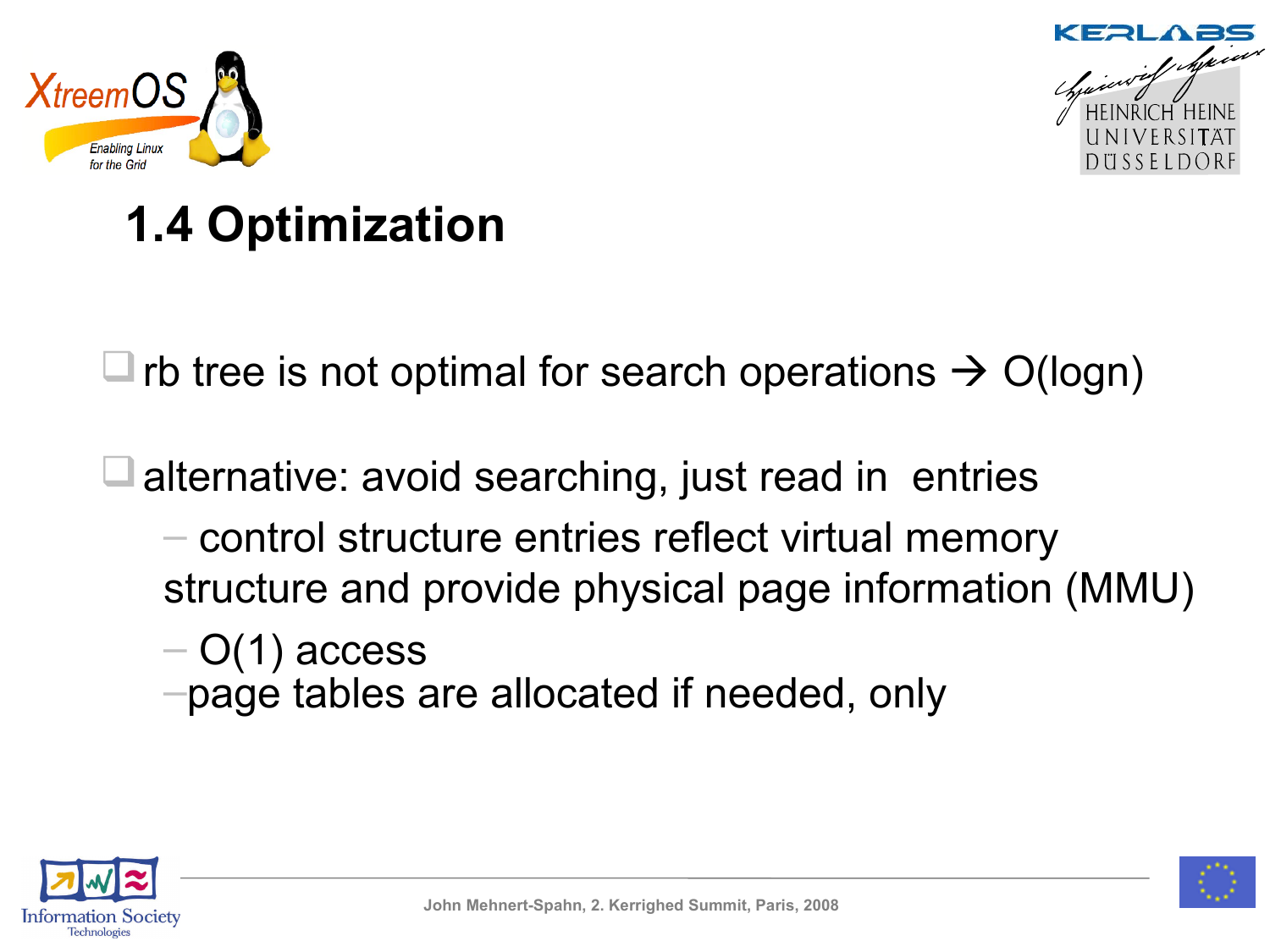# 1.4 Optimization

- rb tree is not optimal for search operations → O(logn)
- alternative: avoid searching, just read in entries
  - control structure entries reflect virtual memory structure and provide physical page information (MMU)
  - O(1) access
  - page tables are allocated if needed, only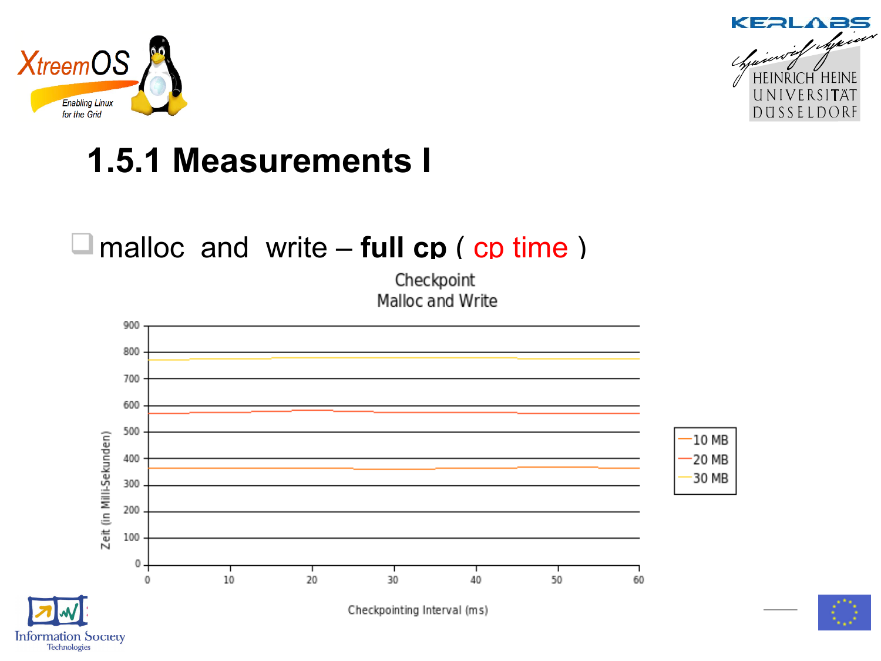# 1.5.1 Measurements I

- malloc and write – **full cp** ( cp time )

Checkpoint
Malloc and Write

Zeit (in Milli-Sekunden)

Checkpointing Interval (ms)

- 10 MB
- 20 MB
- 30 MB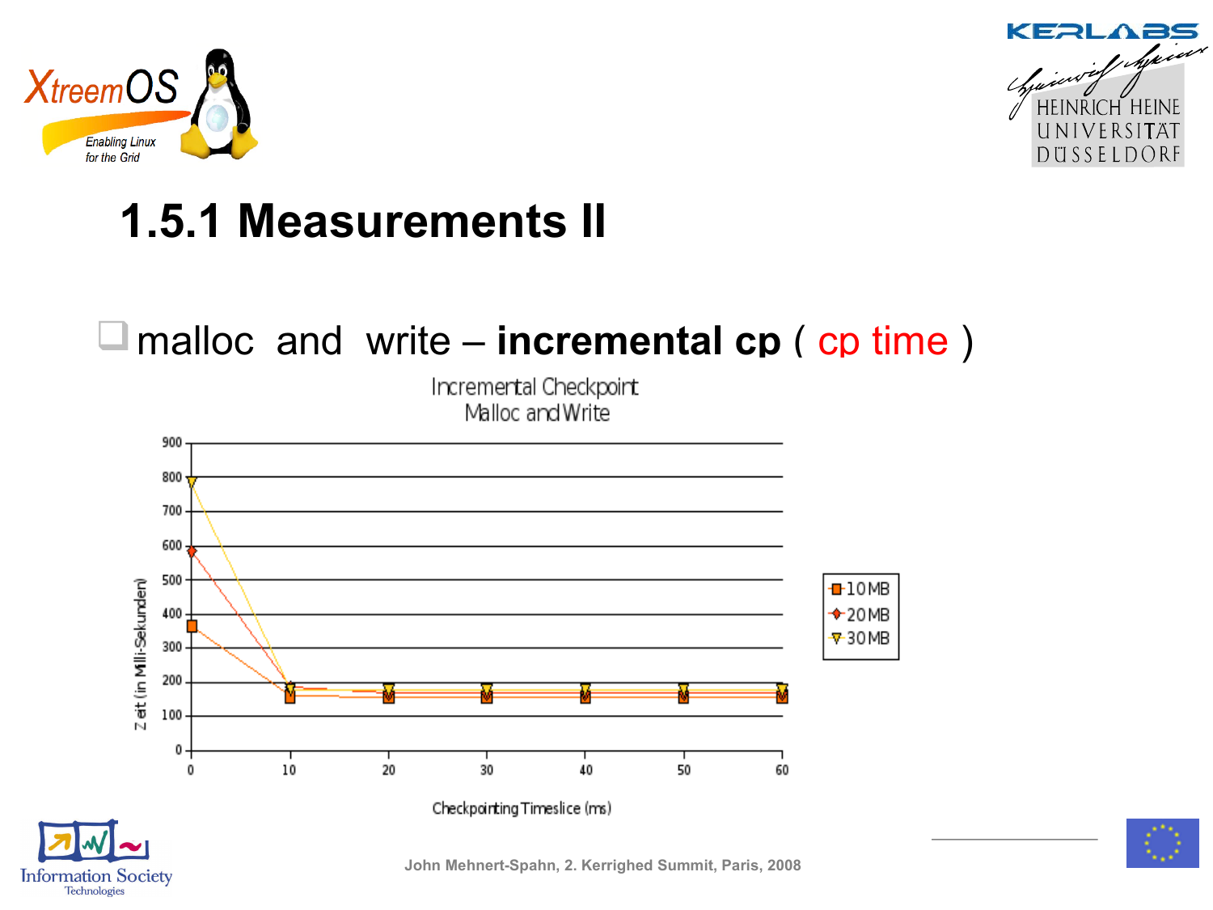# 1.5.1 Measurements II

- malloc and write – **incremental cp** ( cp time )

Incremental Checkpoint
Malloc and Write

Zeit (in Milli-Sekunden)

Checkpointing Timeslice (ms)

10MB
20MB
30MB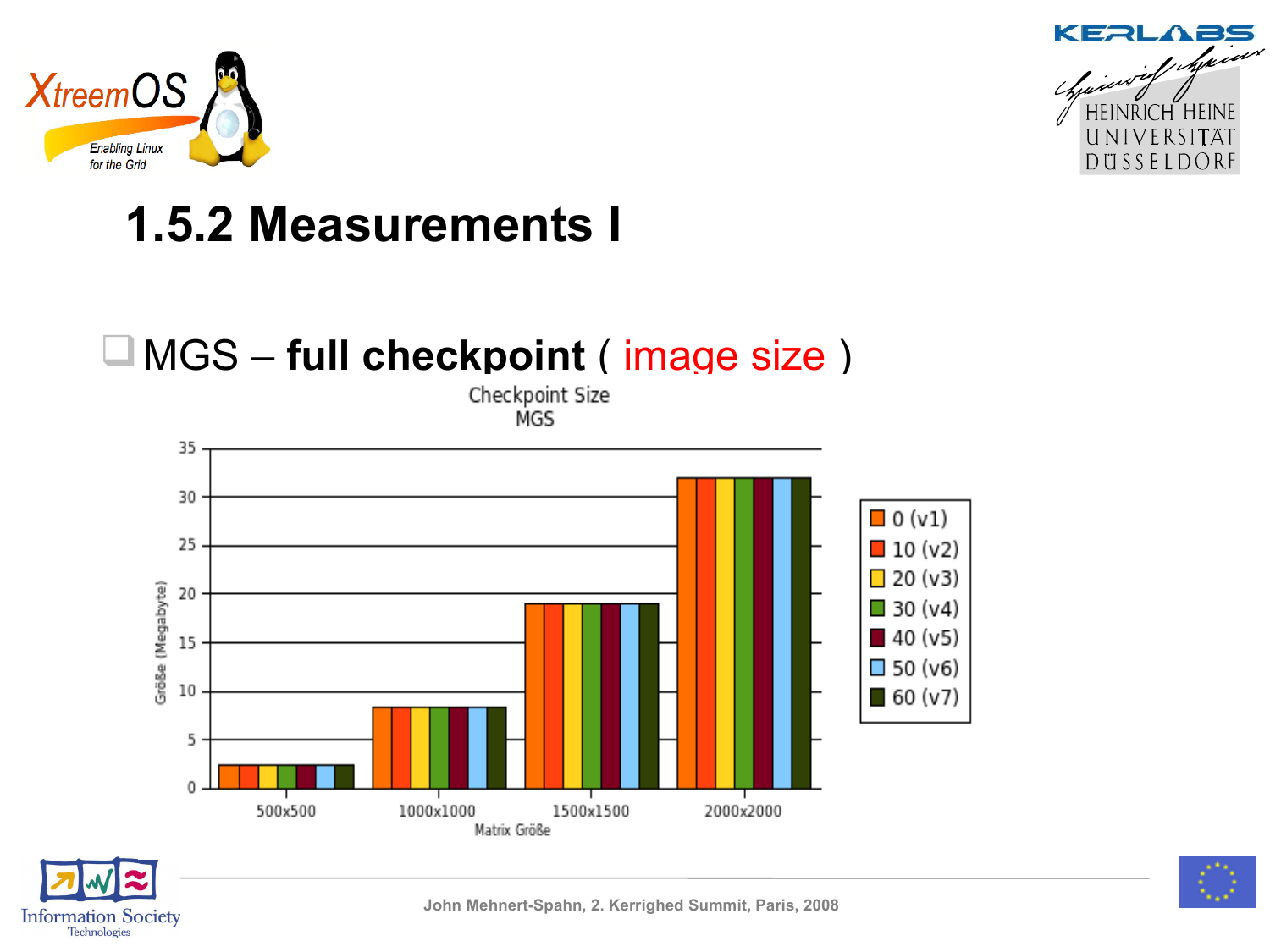# 1.5.2 Measurements I

- MGS – **full checkpoint** ( image size )

Checkpoint Size
MGS

| Matrix Größe | 0 (v1) | 10 (v2) | 20 (v3) | 30 (v4) | 40 (v5) | 50 (v6) | 60 (v7) |
|---|---|---|---|---|---|---|---|
| 500x500 | ~2.4 | ~2.4 | ~2.4 | ~2.4 | ~2.4 | ~2.4 | ~2.4 |
| 1000x1000 | ~8.4 | ~8.4 | ~8.4 | ~8.4 | ~8.4 | ~8.4 | ~8.4 |
| 1500x1500 | ~19 | ~19 | ~19 | ~19 | ~19 | ~19 | ~19 |
| 2000x2000 | ~32 | ~32 | ~32 | ~32 | ~32 | ~32 | ~32 |

Y-axis: Größe (Megabyte)

John Mehnert-Spahn, 2. Kerrighed Summit, Paris, 2008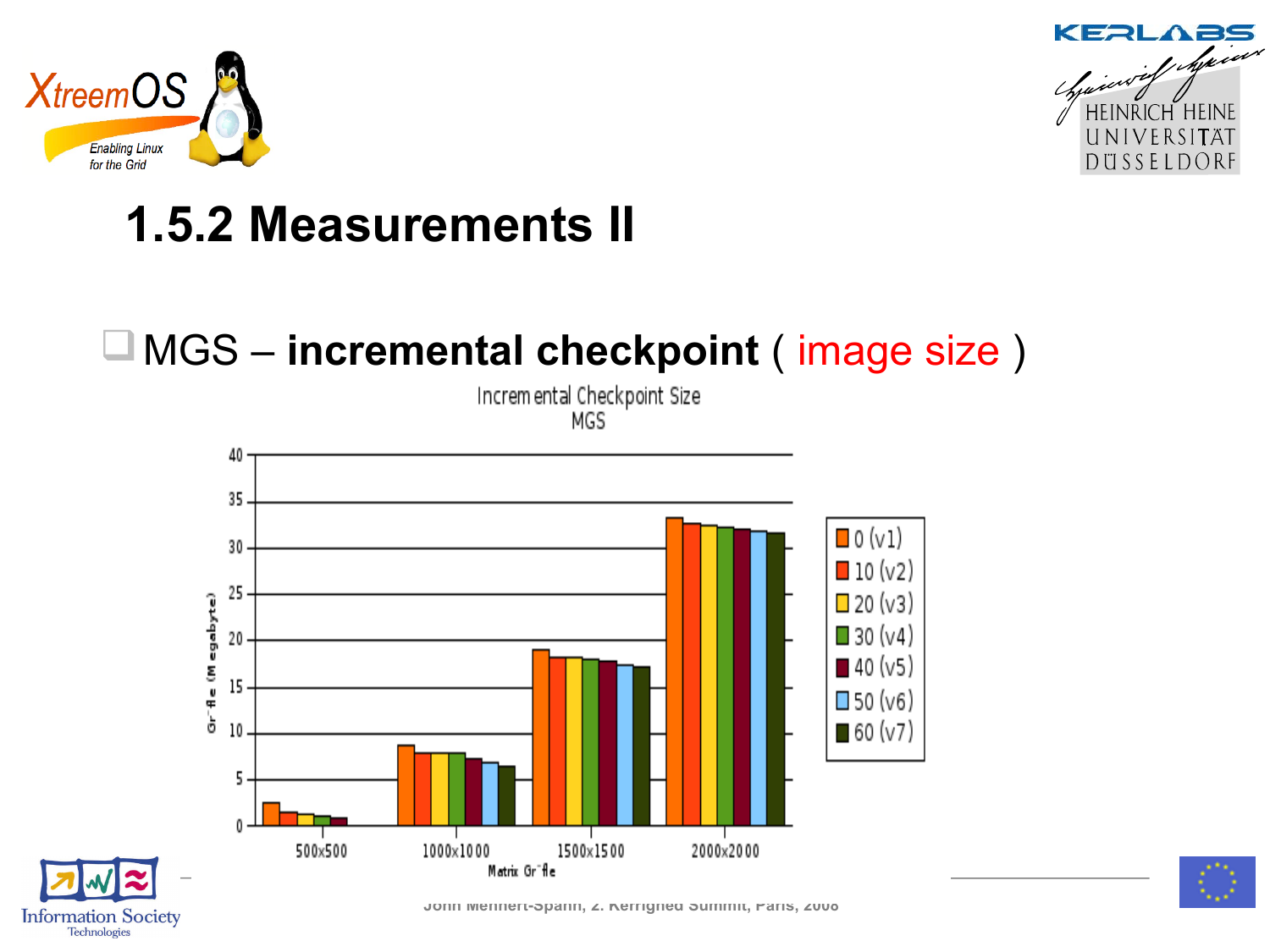# 1.5.2 Measurements II

- MGS – **incremental checkpoint** ( image size )

Incremental Checkpoint Size
MGS

| Matrix Größe | 0 (v1) | 10 (v2) | 20 (v3) | 30 (v4) | 40 (v5) | 50 (v6) | 60 (v7) |
|---|---|---|---|---|---|---|---|
| 500x500 | ~2.5 | ~1.5 | ~1.3 | ~1.1 | ~0.9 | | |
| 1000x1000 | ~8.7 | ~7.9 | ~7.9 | ~7.9 | ~7.3 | ~6.9 | ~6.5 |
| 1500x1500 | ~19 | ~18.2 | ~18.2 | ~18 | ~17.8 | ~17.4 | ~17.2 |
| 2000x2000 | ~33.3 | ~32.7 | ~32.5 | ~32.3 | ~32.1 | ~31.9 | ~31.7 |

Y-axis: Größe (Megabyte); X-axis: Matrix Größe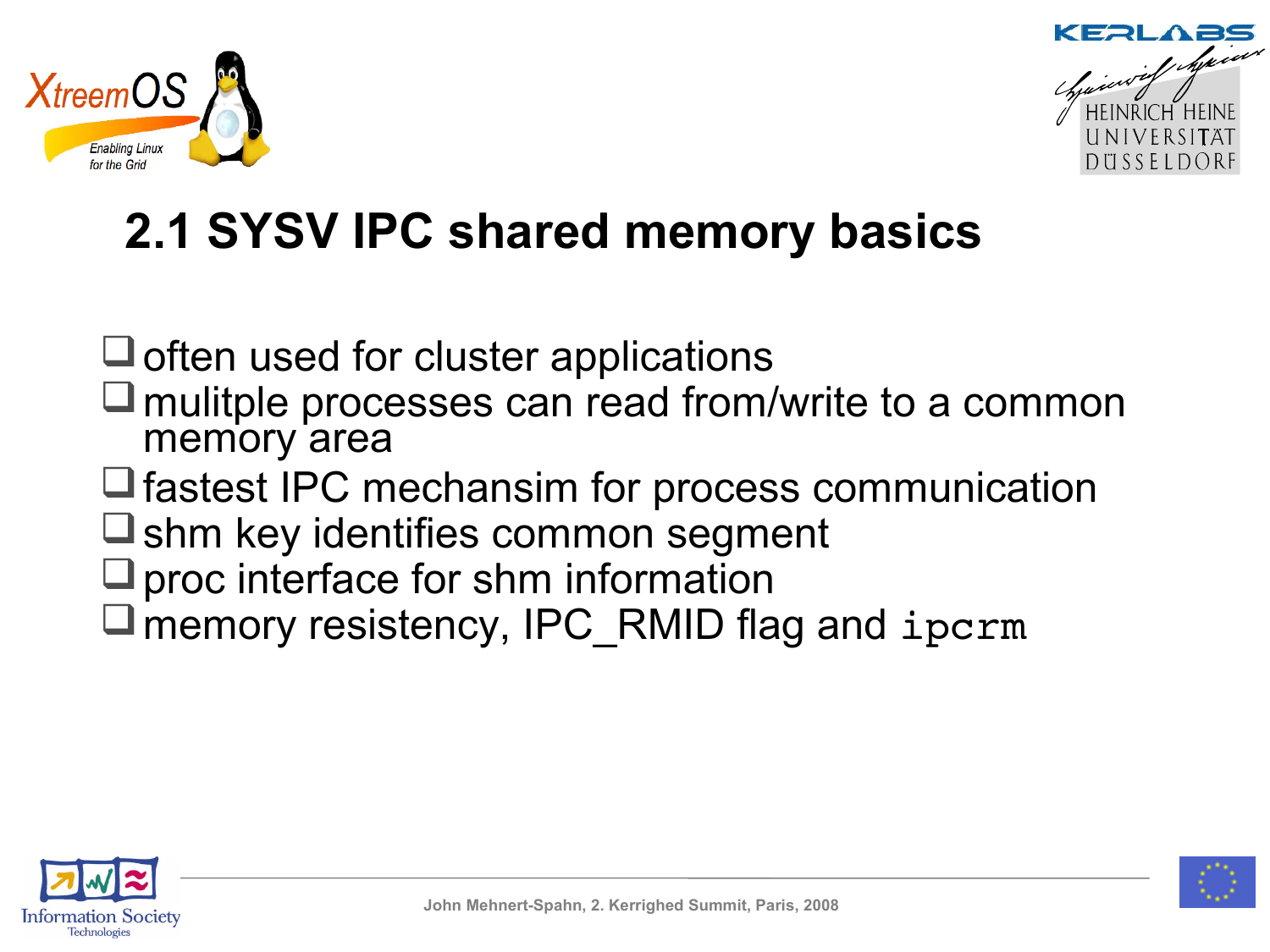## 2.1 SYSV IPC shared memory basics

- often used for cluster applications
- mulitple processes can read from/write to a common memory area
- fastest IPC mechansim for process communication
- shm key identifies common segment
- proc interface for shm information
- memory resistency, IPC_RMID flag and `ipcrm`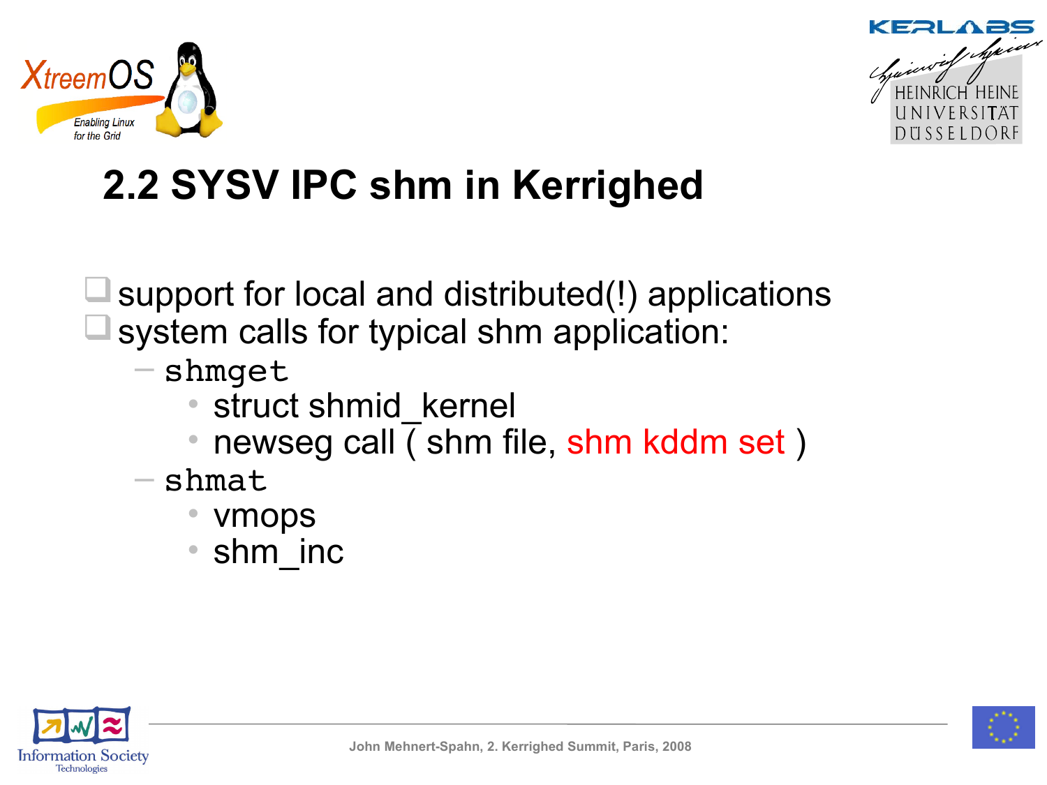# 2.2 SYSV IPC shm in Kerrighed

- support for local and distributed(!) applications
- system calls for typical shm application:
  - `shmget`
    - struct shmid_kernel
    - newseg call ( shm file, shm kddm set )
  - `shmat`
    - vmops
    - shm_inc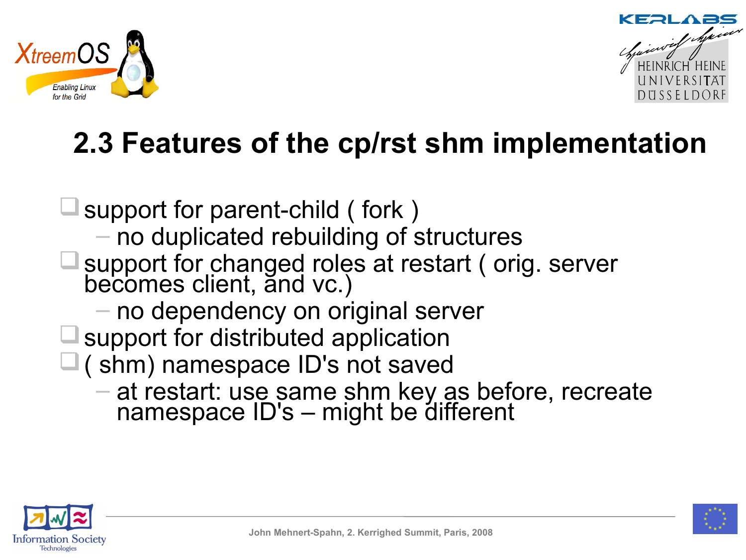## 2.3 Features of the cp/rst shm implementation

- support for parent-child ( fork )
  - no duplicated rebuilding of structures
- support for changed roles at restart ( orig. server becomes client, and vc.)
  - no dependency on original server
- support for distributed application
- ( shm) namespace ID's not saved
  - at restart: use same shm key as before, recreate namespace ID's – might be different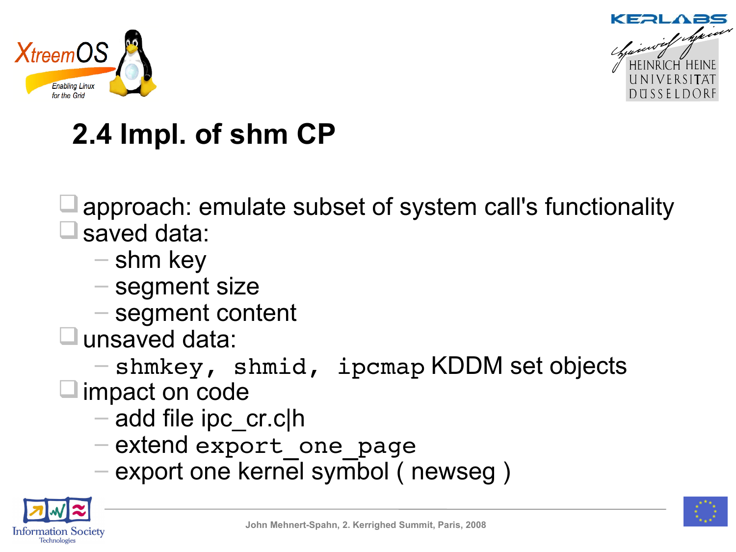## 2.4 Impl. of shm CP

- approach: emulate subset of system call's functionality
- saved data:
  - shm key
  - segment size
  - segment content
- unsaved data:
  - `shmkey, shmid, ipcmap` KDDM set objects
- impact on code
  - add file ipc_cr.c|h
  - extend `export_one_page`
  - export one kernel symbol ( newseg )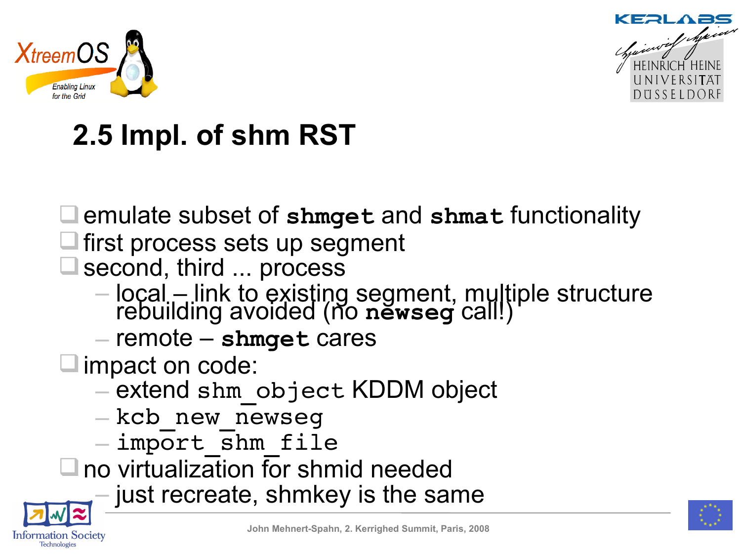## 2.5 Impl. of shm RST

- emulate subset of **`shmget`** and **`shmat`** functionality
- first process sets up segment
- second, third ... process
  - local – link to existing segment, multiple structure rebuilding avoided (no **`newseg`** call!)
  - remote – **`shmget`** cares
- impact on code:
  - extend `shm_object` KDDM object
  - `kcb_new_newseg`
  - `import_shm_file`
- no virtualization for shmid needed
  - just recreate, shmkey is the same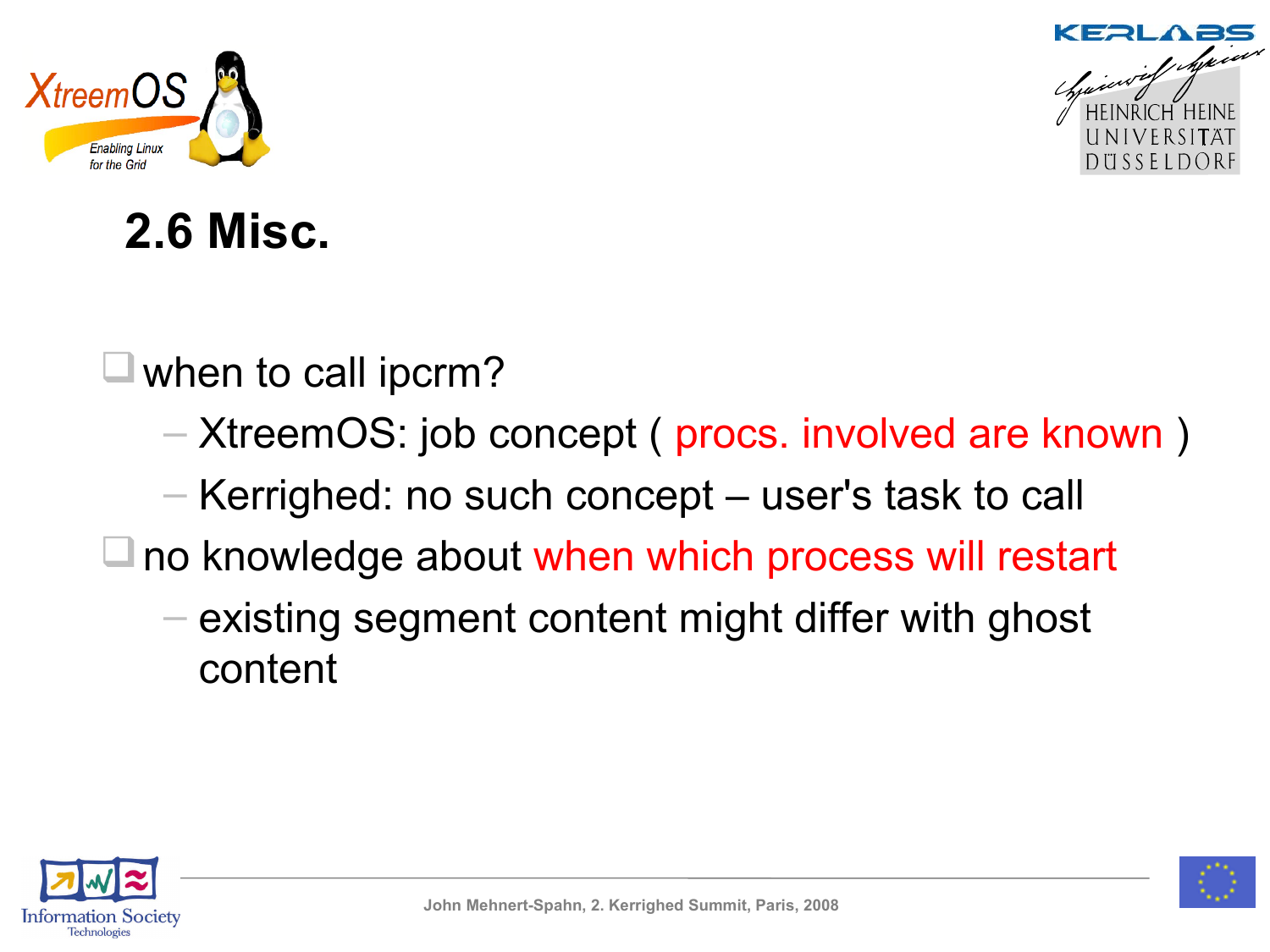## 2.6 Misc.

- when to call ipcrm?
  - XtreemOS: job concept ( procs. involved are known )
  - Kerrighed: no such concept – user's task to call
- no knowledge about when which process will restart
  - existing segment content might differ with ghost content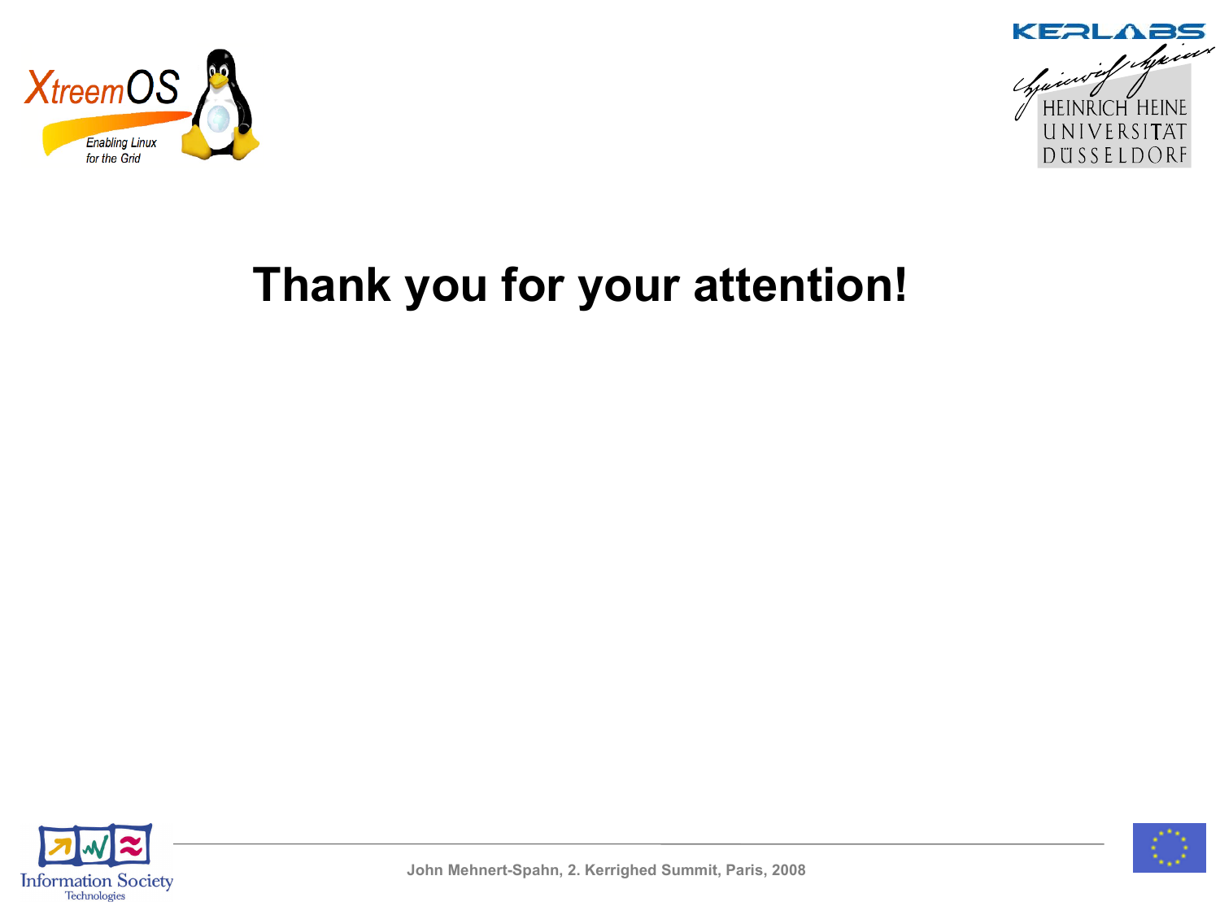# Thank you for your attention!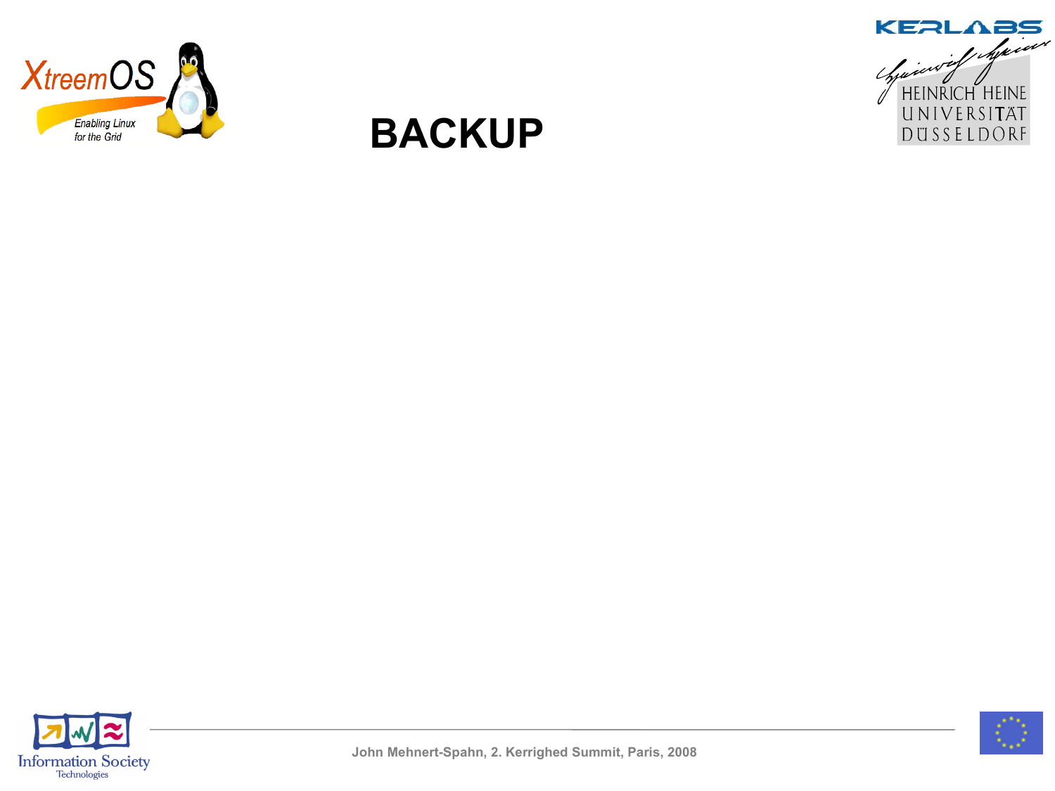# BACKUP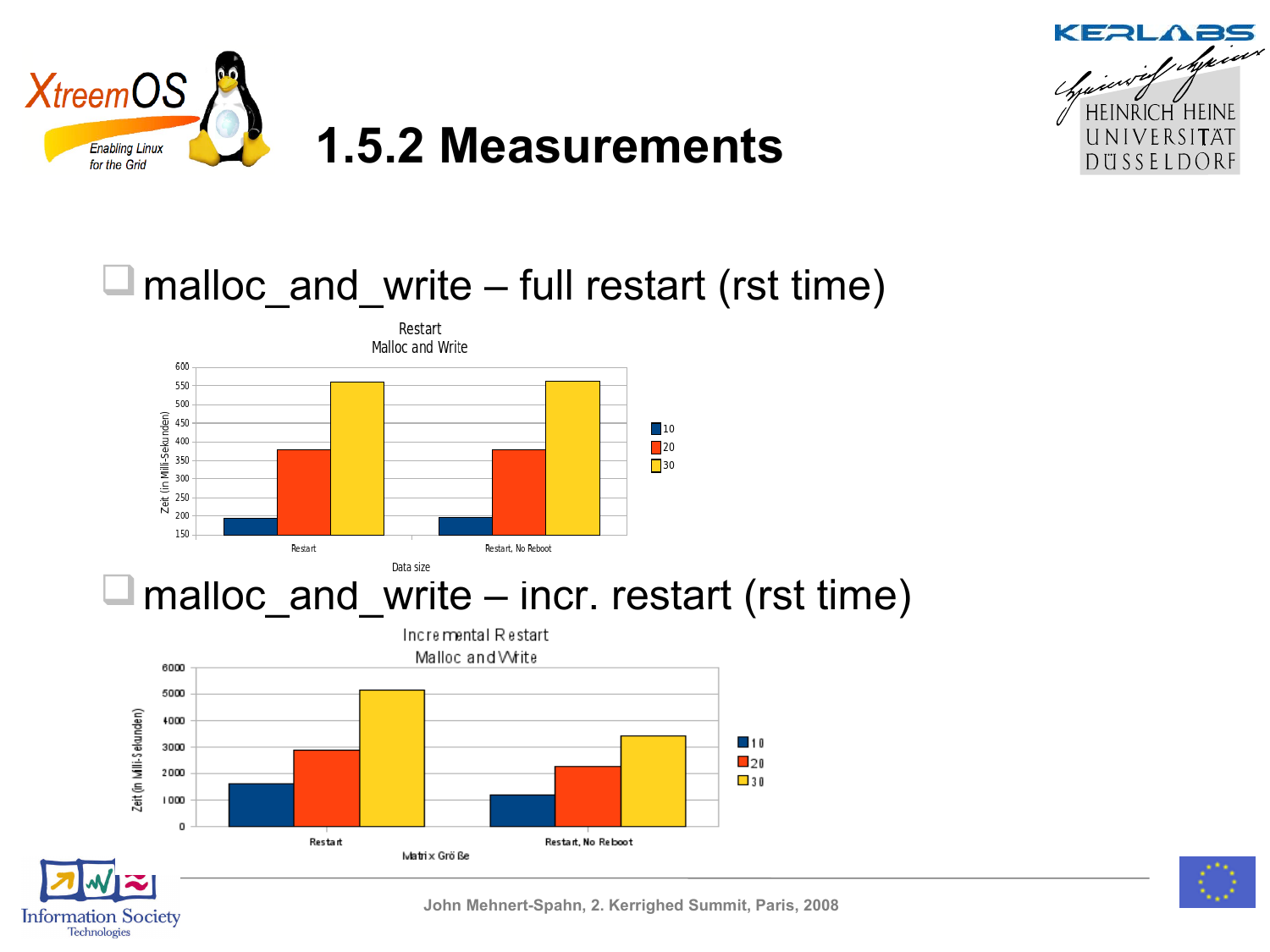# 1.5.2 Measurements

- malloc_and_write – full restart (rst time)

Restart
Malloc and Write

600
550
500
450
400
350
300
250
200
150

Zeit (in Milli-Sekunden)

Restart
Restart, No Reboot

Data size

10
20
30

- malloc_and_write – incr. restart (rst time)

Incremental Restart
Malloc and Write

6000
5000
4000
3000
2000
1000
0

Zeit (in Milli-Sekunden)

Restart
Restart, No Reboot

Matrix Größe

10
20
30

John Mehnert-Spahn, 2. Kerrighed Summit, Paris, 2008